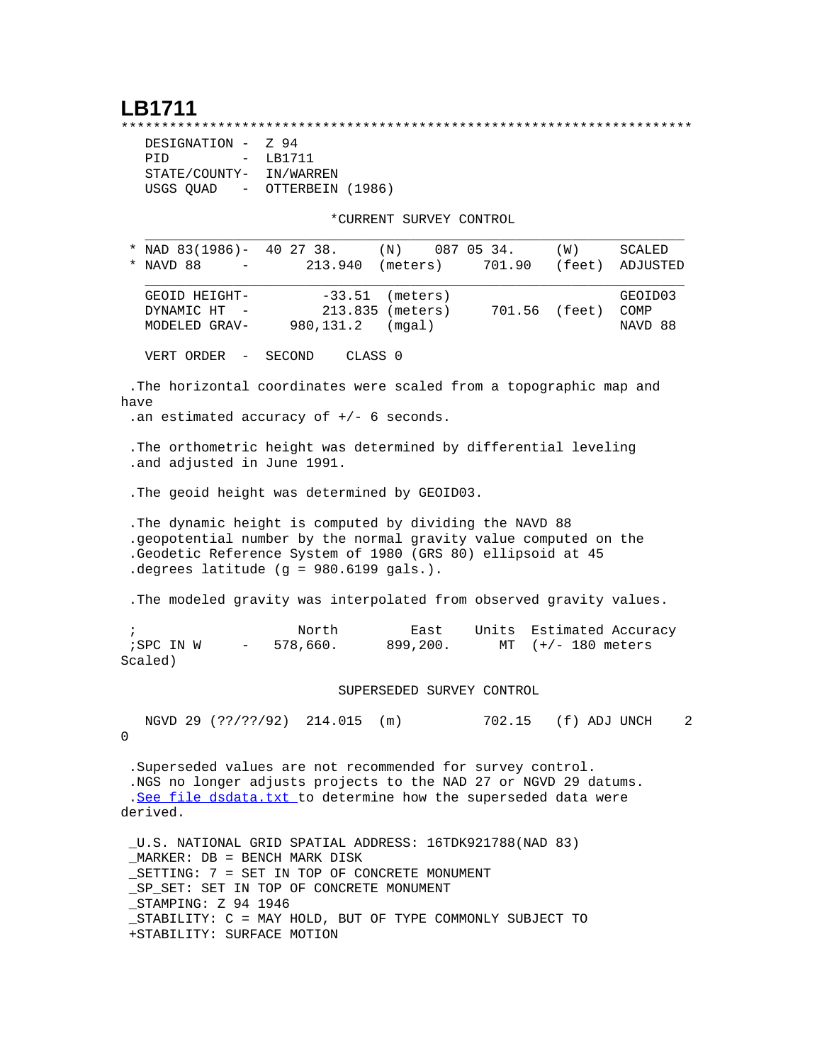# LB1711

```
***********************************************************************
  DESIGNATION -  Z 94
  PID         -  LB1711
  STATE/COUNTY-  IN/WARREN
  USGS QUAD   -  OTTERBEIN (1986)

                         *CURRENT SURVEY CONTROL
  ___________________________________________________________________
* NAD 83(1986)-  40 27 38.     (N)    087 05 34.     (W)     SCALED
* NAVD 88     -       213.940  (meters)     701.90   (feet)  ADJUSTED
  ___________________________________________________________________
  GEOID HEIGHT-        -33.51  (meters)                      GEOID03
  DYNAMIC HT  -       213.835 (meters)      701.56  (feet)   COMP
  MODELED GRAV-     980,131.2   (mgal)                       NAVD 88

  VERT ORDER  -  SECOND     CLASS 0

.The horizontal coordinates were scaled from a topographic map and
have
.an estimated accuracy of +/- 6 seconds.

.The orthometric height was determined by differential leveling
.and adjusted in June 1991.

.The geoid height was determined by GEOID03.

.The dynamic height is computed by dividing the NAVD 88
.geopotential number by the normal gravity value computed on the
.Geodetic Reference System of 1980 (GRS 80) ellipsoid at 45
.degrees latitude (g = 980.6199 gals.).

.The modeled gravity was interpolated from observed gravity values.

;                    North         East     Units  Estimated Accuracy
;SPC IN W     -   578,660.      899,200.      MT  (+/- 180 meters
Scaled)

                          SUPERSEDED SURVEY CONTROL

  NGVD 29 (??/??/92)  214.015  (m)          702.15   (f) ADJ UNCH    2
0

.Superseded values are not recommended for survey control.
.NGS no longer adjusts projects to the NAD 27 or NGVD 29 datums.
.See file dsdata.txt to determine how the superseded data were
derived.

_U.S. NATIONAL GRID SPATIAL ADDRESS: 16TDK921788(NAD 83)
_MARKER: DB = BENCH MARK DISK
_SETTING: 7 = SET IN TOP OF CONCRETE MONUMENT
_SP_SET: SET IN TOP OF CONCRETE MONUMENT
_STAMPING: Z 94 1946
_STABILITY: C = MAY HOLD, BUT OF TYPE COMMONLY SUBJECT TO
+STABILITY: SURFACE MOTION
```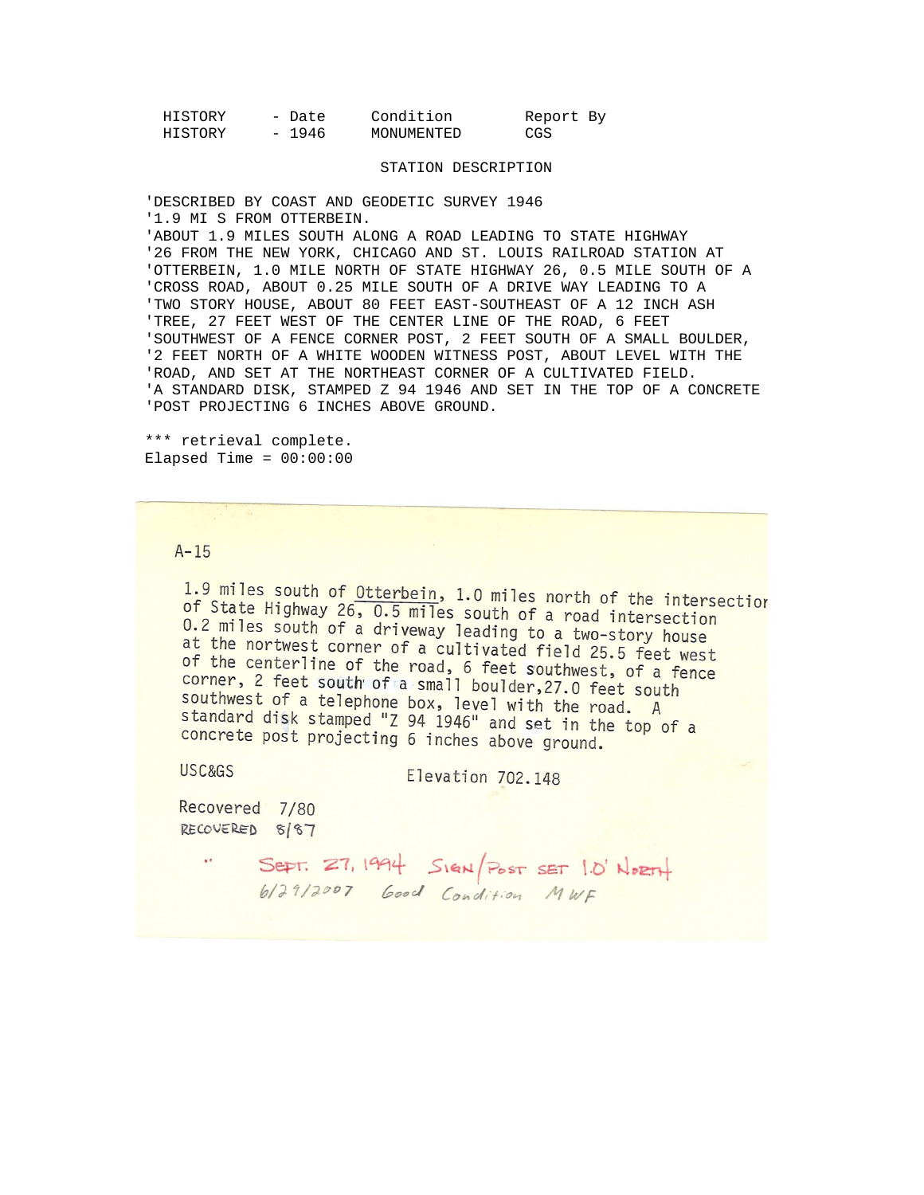```
HISTORY     - Date     Condition          Report By
HISTORY     - 1946     MONUMENTED         CGS
```

STATION DESCRIPTION

```
'DESCRIBED BY COAST AND GEODETIC SURVEY 1946
'1.9 MI S FROM OTTERBEIN.
'ABOUT 1.9 MILES SOUTH ALONG A ROAD LEADING TO STATE HIGHWAY
'26 FROM THE NEW YORK, CHICAGO AND ST. LOUIS RAILROAD STATION AT
'OTTERBEIN, 1.0 MILE NORTH OF STATE HIGHWAY 26, 0.5 MILE SOUTH OF A
'CROSS ROAD, ABOUT 0.25 MILE SOUTH OF A DRIVE WAY LEADING TO A
'TWO STORY HOUSE, ABOUT 80 FEET EAST-SOUTHEAST OF A 12 INCH ASH
'TREE, 27 FEET WEST OF THE CENTER LINE OF THE ROAD, 6 FEET
'SOUTHWEST OF A FENCE CORNER POST, 2 FEET SOUTH OF A SMALL BOULDER,
'2 FEET NORTH OF A WHITE WOODEN WITNESS POST, ABOUT LEVEL WITH THE
'ROAD, AND SET AT THE NORTHEAST CORNER OF A CULTIVATED FIELD.
'A STANDARD DISK, STAMPED Z 94 1946 AND SET IN THE TOP OF A CONCRETE
'POST PROJECTING 6 INCHES ABOVE GROUND.

*** retrieval complete.
Elapsed Time = 00:00:00
```

A-15

1.9 miles south of Otterbein, 1.0 miles north of the intersection of State Highway 26, 0.5 miles south of a road intersection 0.2 miles south of a driveway leading to a two-story house at the nortwest corner of a cultivated field 25.5 feet west of the centerline of the road, 6 feet southwest, of a fence corner, 2 feet south of a small boulder,27.0 feet south southwest of a telephone box, level with the road. A standard disk stamped "Z 94 1946" and set in the top of a concrete post projecting 6 inches above ground.

USC&GS — Elevation 702.148

Recovered 7/80

RECOVERED 8/87

" SEPT. 27, 1994 SIGN/POST SET 1.0' NORTH

6/29/2007 Good Condition MWF